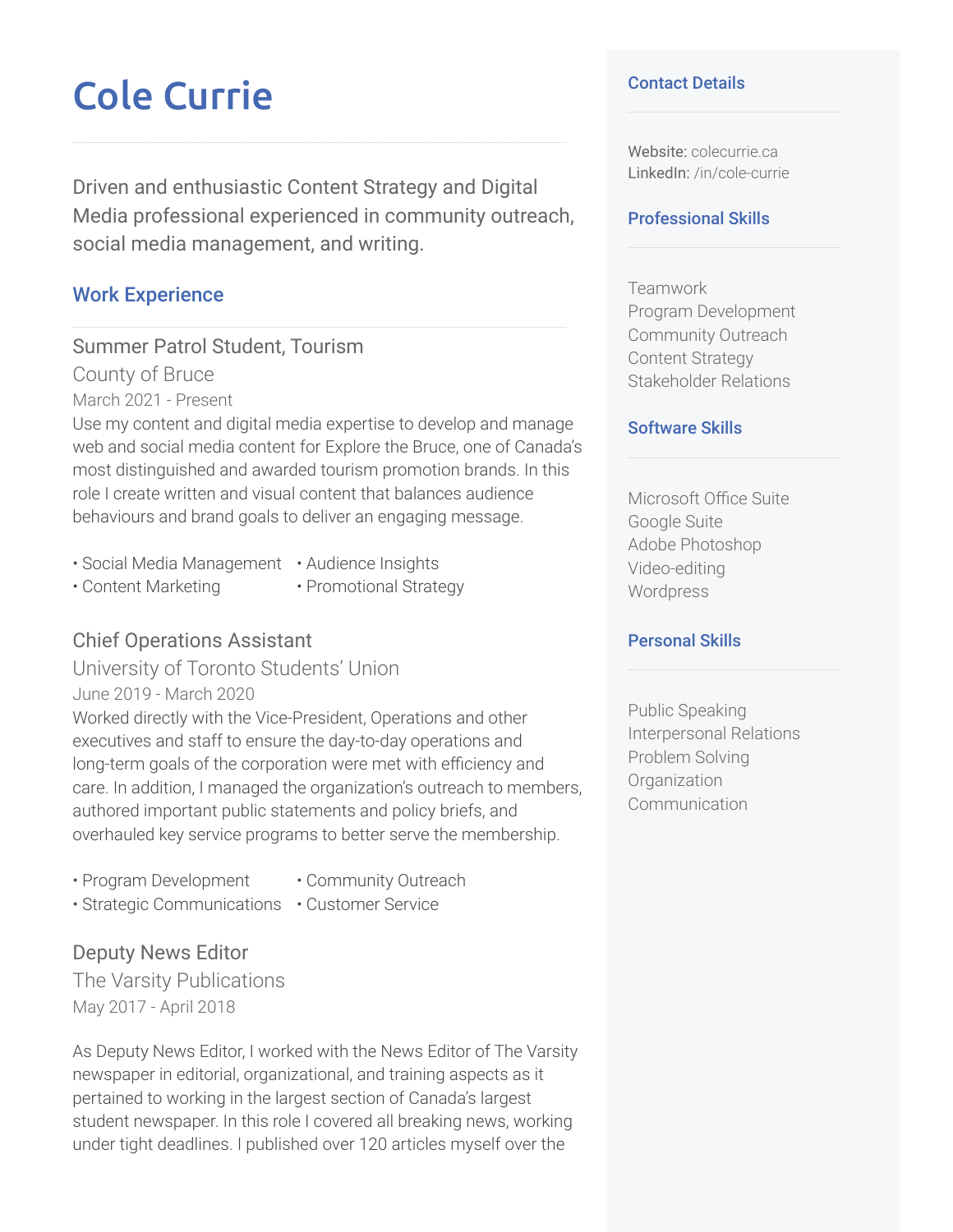# Cole Currie

Driven and enthusiastic Content Strategy and Digital Media professional experienced in community outreach, social media management, and writing.

## Work Experience

### Summer Patrol Student, Tourism

County of Bruce

March 2021 - Present

Use my content and digital media expertise to develop and manage web and social media content for Explore the Bruce, one of Canada's most distinguished and awarded tourism promotion brands. In this role I create written and visual content that balances audience behaviours and brand goals to deliver an engaging message.

- Social Media Management
- Audience Insights
- Content Marketing
- Promotional Strategy

### Chief Operations Assistant

University of Toronto Students' Union

June 2019 - March 2020

Worked directly with the Vice-President, Operations and other executives and staff to ensure the day-to-day operations and long-term goals of the corporation were met with efficiency and care. In addition, I managed the organization's outreach to members, authored important public statements and policy briefs, and overhauled key service programs to better serve the membership.

- Program Development
- Community Outreach
- Strategic Communications
- Customer Service

### Deputy News Editor

The Varsity Publications

May 2017 - April 2018

As Deputy News Editor, I worked with the News Editor of The Varsity newspaper in editorial, organizational, and training aspects as it pertained to working in the largest section of Canada's largest student newspaper. In this role I covered all breaking news, working under tight deadlines. I published over 120 articles myself over the

## Contact Details

Website: colecurrie.ca
LinkedIn: /in/cole-currie

## Professional Skills

Teamwork
Program Development
Community Outreach
Content Strategy
Stakeholder Relations

## Software Skills

Microsoft Office Suite
Google Suite
Adobe Photoshop
Video-editing
Wordpress

## Personal Skills

Public Speaking
Interpersonal Relations
Problem Solving
Organization
Communication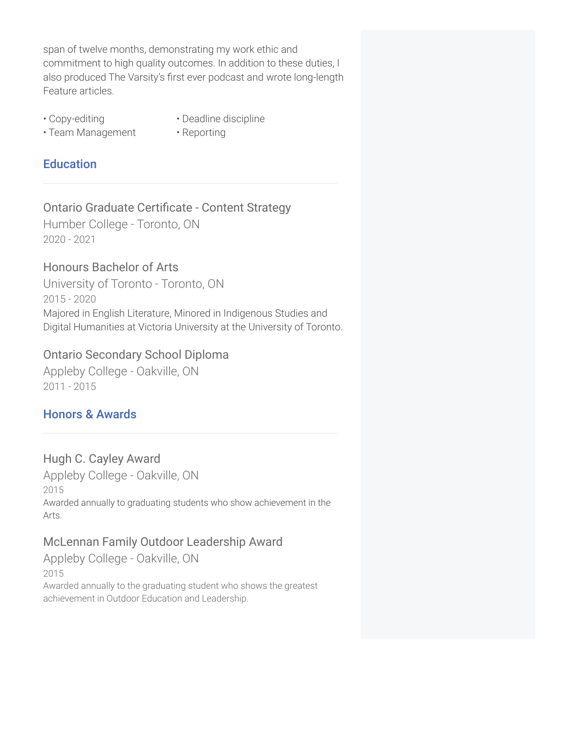span of twelve months, demonstrating my work ethic and commitment to high quality outcomes. In addition to these duties, I also produced The Varsity's first ever podcast and wrote long-length Feature articles.

- Copy-editing
- Team Management
- Deadline discipline
- Reporting

## Education

### Ontario Graduate Certificate - Content Strategy

Humber College - Toronto, ON

2020 - 2021

### Honours Bachelor of Arts

University of Toronto - Toronto, ON

2015 - 2020

Majored in English Literature, Minored in Indigenous Studies and Digital Humanities at Victoria University at the University of Toronto.

### Ontario Secondary School Diploma

Appleby College - Oakville, ON

2011 - 2015

## Honors & Awards

### Hugh C. Cayley Award

Appleby College - Oakville, ON

2015

Awarded annually to graduating students who show achievement in the Arts.

### McLennan Family Outdoor Leadership Award

Appleby College - Oakville, ON

2015

Awarded annually to the graduating student who shows the greatest achievement in Outdoor Education and Leadership.